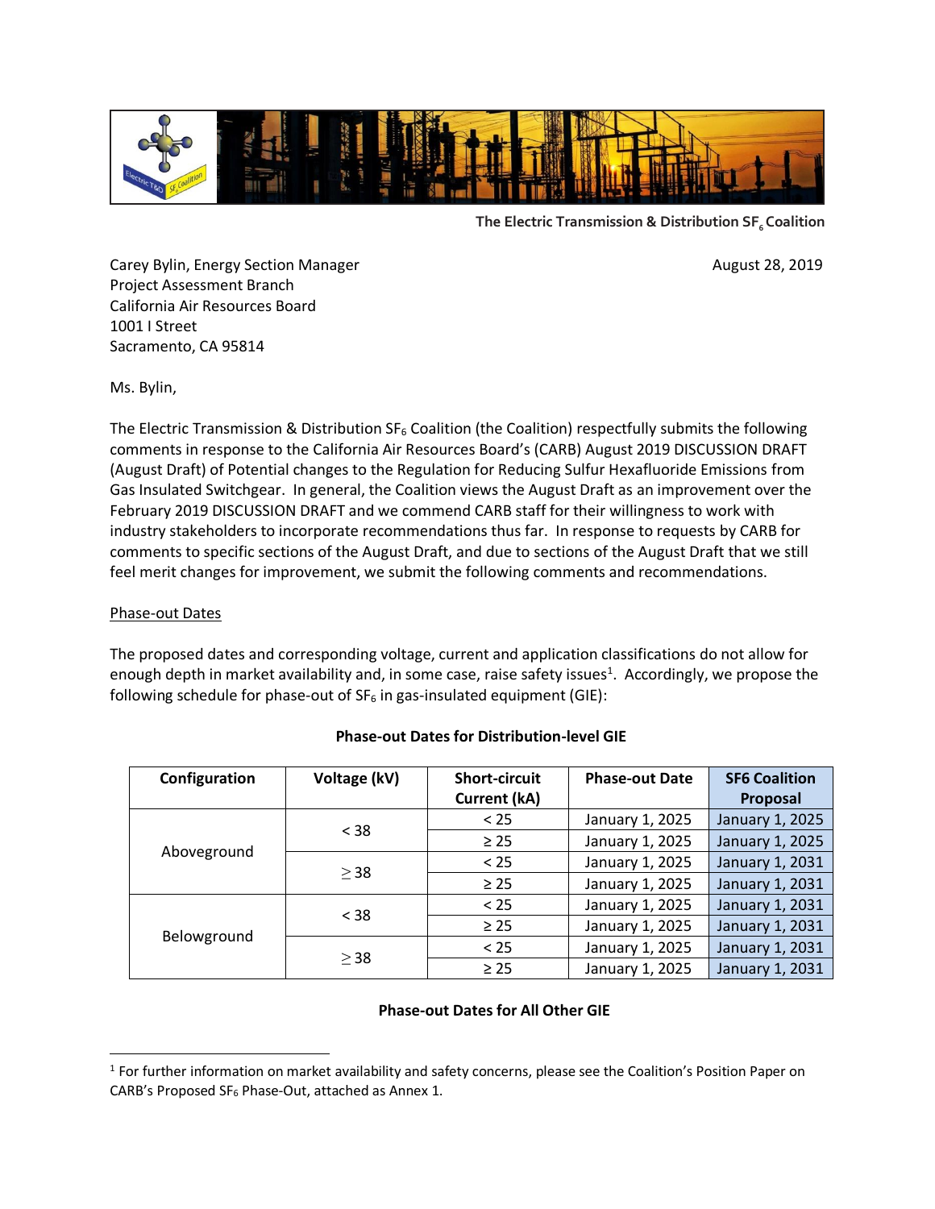The Electric Transmission & Distribution $SF_6$ Coalition

Carey Bylin, Energy Section Manager
Project Assessment Branch
California Air Resources Board
1001 I Street
Sacramento, CA 95814

August 28, 2019

Ms. Bylin,

The Electric Transmission & Distribution $SF_6$ Coalition (the Coalition) respectfully submits the following comments in response to the California Air Resources Board's (CARB) August 2019 DISCUSSION DRAFT (August Draft) of Potential changes to the Regulation for Reducing Sulfur Hexafluoride Emissions from Gas Insulated Switchgear. In general, the Coalition views the August Draft as an improvement over the February 2019 DISCUSSION DRAFT and we commend CARB staff for their willingness to work with industry stakeholders to incorporate recommendations thus far. In response to requests by CARB for comments to specific sections of the August Draft, and due to sections of the August Draft that we still feel merit changes for improvement, we submit the following comments and recommendations.

## Phase-out Dates

The proposed dates and corresponding voltage, current and application classifications do not allow for enough depth in market availability and, in some case, raise safety issues[1]. Accordingly, we propose the following schedule for phase-out of $SF_6$ in gas-insulated equipment (GIE):

**Phase-out Dates for Distribution-level GIE**

| Configuration | Voltage (kV) | Short-circuit Current (kA) | Phase-out Date | SF6 Coalition Proposal |
|---|---|---|---|---|
| Aboveground | < 38 | < 25 | January 1, 2025 | January 1, 2025 |
| | | ≥ 25 | January 1, 2025 | January 1, 2025 |
| | ≥ 38 | < 25 | January 1, 2025 | January 1, 2031 |
| | | ≥ 25 | January 1, 2025 | January 1, 2031 |
| Belowground | < 38 | < 25 | January 1, 2025 | January 1, 2031 |
| | | ≥ 25 | January 1, 2025 | January 1, 2031 |
| | ≥ 38 | < 25 | January 1, 2025 | January 1, 2031 |
| | | ≥ 25 | January 1, 2025 | January 1, 2031 |

**Phase-out Dates for All Other GIE**

---

[1] For further information on market availability and safety concerns, please see the Coalition's Position Paper on CARB's Proposed $SF_6$ Phase-Out, attached as Annex 1.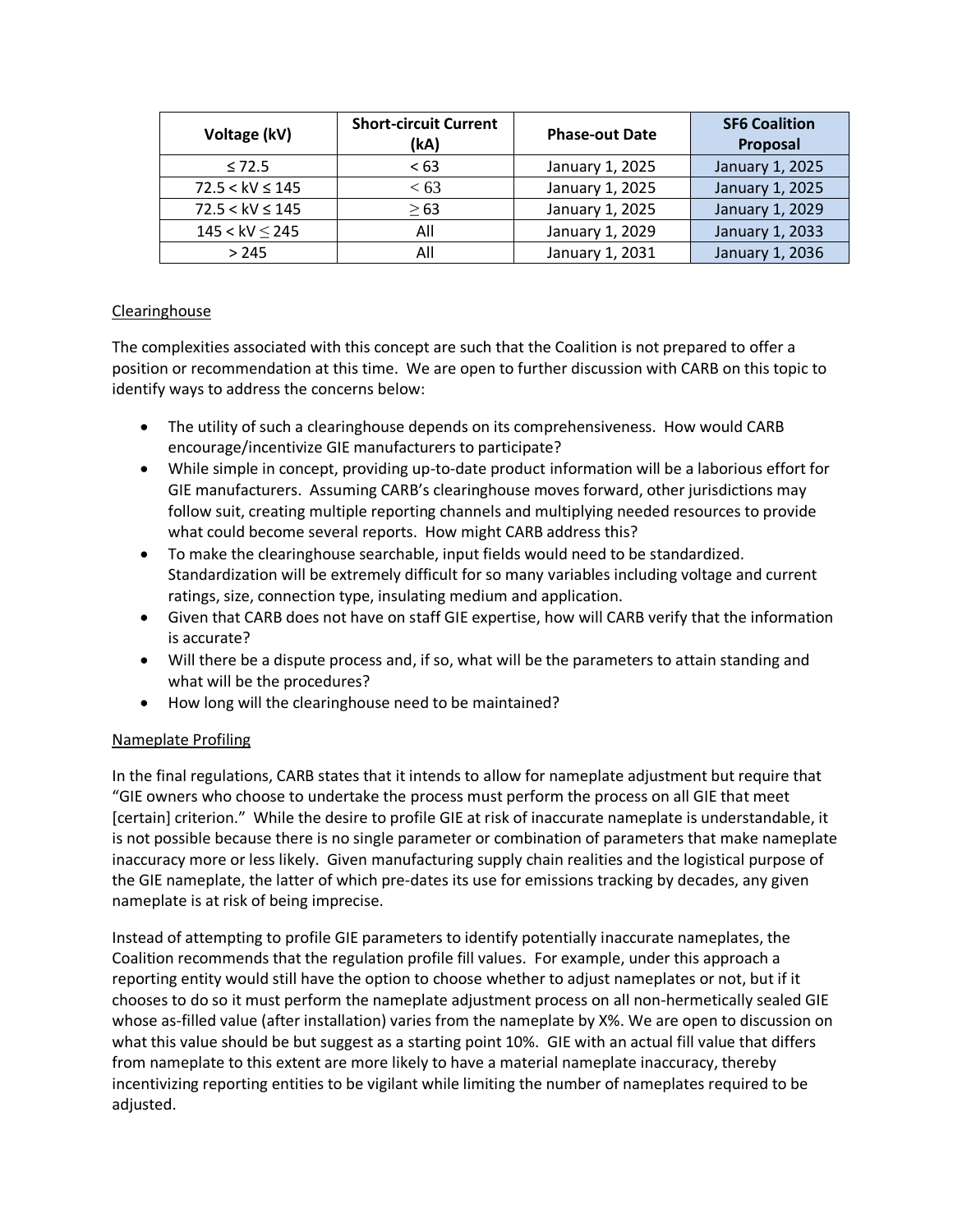| Voltage (kV) | Short-circuit Current (kA) | Phase-out Date | SF6 Coalition Proposal |
|---|---|---|---|
| ≤ 72.5 | < 63 | January 1, 2025 | January 1, 2025 |
| 72.5 < kV ≤ 145 | < 63 | January 1, 2025 | January 1, 2025 |
| 72.5 < kV ≤ 145 | ≥ 63 | January 1, 2025 | January 1, 2029 |
| 145 < kV ≤ 245 | All | January 1, 2029 | January 1, 2033 |
| > 245 | All | January 1, 2031 | January 1, 2036 |

Clearinghouse

The complexities associated with this concept are such that the Coalition is not prepared to offer a position or recommendation at this time. We are open to further discussion with CARB on this topic to identify ways to address the concerns below:

- The utility of such a clearinghouse depends on its comprehensiveness. How would CARB encourage/incentivize GIE manufacturers to participate?
- While simple in concept, providing up-to-date product information will be a laborious effort for GIE manufacturers. Assuming CARB's clearinghouse moves forward, other jurisdictions may follow suit, creating multiple reporting channels and multiplying needed resources to provide what could become several reports. How might CARB address this?
- To make the clearinghouse searchable, input fields would need to be standardized. Standardization will be extremely difficult for so many variables including voltage and current ratings, size, connection type, insulating medium and application.
- Given that CARB does not have on staff GIE expertise, how will CARB verify that the information is accurate?
- Will there be a dispute process and, if so, what will be the parameters to attain standing and what will be the procedures?
- How long will the clearinghouse need to be maintained?

Nameplate Profiling

In the final regulations, CARB states that it intends to allow for nameplate adjustment but require that "GIE owners who choose to undertake the process must perform the process on all GIE that meet [certain] criterion." While the desire to profile GIE at risk of inaccurate nameplate is understandable, it is not possible because there is no single parameter or combination of parameters that make nameplate inaccuracy more or less likely. Given manufacturing supply chain realities and the logistical purpose of the GIE nameplate, the latter of which pre-dates its use for emissions tracking by decades, any given nameplate is at risk of being imprecise.

Instead of attempting to profile GIE parameters to identify potentially inaccurate nameplates, the Coalition recommends that the regulation profile fill values. For example, under this approach a reporting entity would still have the option to choose whether to adjust nameplates or not, but if it chooses to do so it must perform the nameplate adjustment process on all non-hermetically sealed GIE whose as-filled value (after installation) varies from the nameplate by X%. We are open to discussion on what this value should be but suggest as a starting point 10%. GIE with an actual fill value that differs from nameplate to this extent are more likely to have a material nameplate inaccuracy, thereby incentivizing reporting entities to be vigilant while limiting the number of nameplates required to be adjusted.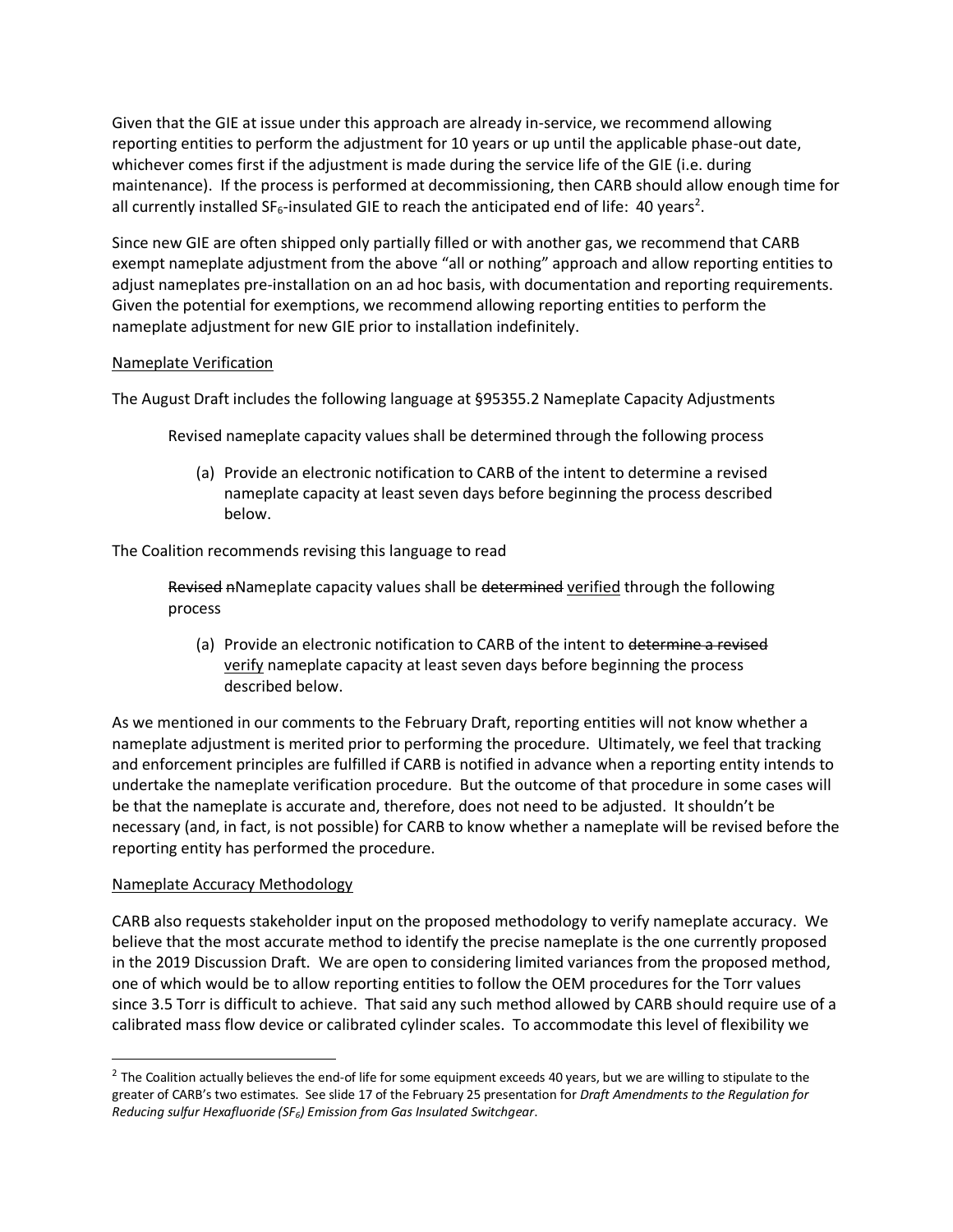Given that the GIE at issue under this approach are already in-service, we recommend allowing reporting entities to perform the adjustment for 10 years or up until the applicable phase-out date, whichever comes first if the adjustment is made during the service life of the GIE (i.e. during maintenance). If the process is performed at decommissioning, then CARB should allow enough time for all currently installed $SF_6$-insulated GIE to reach the anticipated end of life: 40 years[2].

Since new GIE are often shipped only partially filled or with another gas, we recommend that CARB exempt nameplate adjustment from the above "all or nothing" approach and allow reporting entities to adjust nameplates pre-installation on an ad hoc basis, with documentation and reporting requirements. Given the potential for exemptions, we recommend allowing reporting entities to perform the nameplate adjustment for new GIE prior to installation indefinitely.

<u>Nameplate Verification</u>

The August Draft includes the following language at §95355.2 Nameplate Capacity Adjustments

> Revised nameplate capacity values shall be determined through the following process
>
> (a) Provide an electronic notification to CARB of the intent to determine a revised nameplate capacity at least seven days before beginning the process described below.

The Coalition recommends revising this language to read

> ~~Revised n~~Nameplate capacity values shall be ~~determined~~ <u>verified</u> through the following process
>
> (a) Provide an electronic notification to CARB of the intent to ~~determine a revised~~ <u>verify</u> nameplate capacity at least seven days before beginning the process described below.

As we mentioned in our comments to the February Draft, reporting entities will not know whether a nameplate adjustment is merited prior to performing the procedure. Ultimately, we feel that tracking and enforcement principles are fulfilled if CARB is notified in advance when a reporting entity intends to undertake the nameplate verification procedure. But the outcome of that procedure in some cases will be that the nameplate is accurate and, therefore, does not need to be adjusted. It shouldn't be necessary (and, in fact, is not possible) for CARB to know whether a nameplate will be revised before the reporting entity has performed the procedure.

<u>Nameplate Accuracy Methodology</u>

CARB also requests stakeholder input on the proposed methodology to verify nameplate accuracy. We believe that the most accurate method to identify the precise nameplate is the one currently proposed in the 2019 Discussion Draft. We are open to considering limited variances from the proposed method, one of which would be to allow reporting entities to follow the OEM procedures for the Torr values since 3.5 Torr is difficult to achieve. That said any such method allowed by CARB should require use of a calibrated mass flow device or calibrated cylinder scales. To accommodate this level of flexibility we

---

[2] The Coalition actually believes the end-of life for some equipment exceeds 40 years, but we are willing to stipulate to the greater of CARB's two estimates. See slide 17 of the February 25 presentation for *Draft Amendments to the Regulation for Reducing sulfur Hexafluoride ($SF_6$) Emission from Gas Insulated Switchgear*.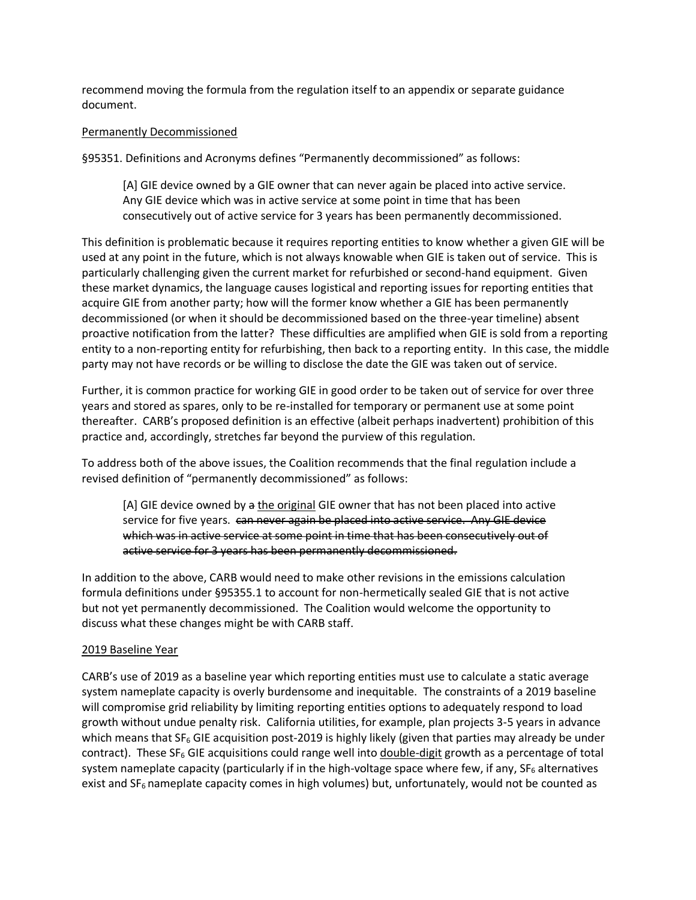recommend moving the formula from the regulation itself to an appendix or separate guidance document.

Permanently Decommissioned

§95351. Definitions and Acronyms defines "Permanently decommissioned" as follows:

> [A] GIE device owned by a GIE owner that can never again be placed into active service. Any GIE device which was in active service at some point in time that has been consecutively out of active service for 3 years has been permanently decommissioned.

This definition is problematic because it requires reporting entities to know whether a given GIE will be used at any point in the future, which is not always knowable when GIE is taken out of service. This is particularly challenging given the current market for refurbished or second-hand equipment. Given these market dynamics, the language causes logistical and reporting issues for reporting entities that acquire GIE from another party; how will the former know whether a GIE has been permanently decommissioned (or when it should be decommissioned based on the three-year timeline) absent proactive notification from the latter? These difficulties are amplified when GIE is sold from a reporting entity to a non-reporting entity for refurbishing, then back to a reporting entity. In this case, the middle party may not have records or be willing to disclose the date the GIE was taken out of service.

Further, it is common practice for working GIE in good order to be taken out of service for over three years and stored as spares, only to be re-installed for temporary or permanent use at some point thereafter. CARB's proposed definition is an effective (albeit perhaps inadvertent) prohibition of this practice and, accordingly, stretches far beyond the purview of this regulation.

To address both of the above issues, the Coalition recommends that the final regulation include a revised definition of "permanently decommissioned" as follows:

> [A] GIE device owned by ~~a~~ the original GIE owner that has not been placed into active service for five years. ~~can never again be placed into active service. Any GIE device which was in active service at some point in time that has been consecutively out of active service for 3 years has been permanently decommissioned.~~

In addition to the above, CARB would need to make other revisions in the emissions calculation formula definitions under §95355.1 to account for non-hermetically sealed GIE that is not active but not yet permanently decommissioned. The Coalition would welcome the opportunity to discuss what these changes might be with CARB staff.

2019 Baseline Year

CARB's use of 2019 as a baseline year which reporting entities must use to calculate a static average system nameplate capacity is overly burdensome and inequitable. The constraints of a 2019 baseline will compromise grid reliability by limiting reporting entities options to adequately respond to load growth without undue penalty risk. California utilities, for example, plan projects 3-5 years in advance which means that $SF_6$ GIE acquisition post-2019 is highly likely (given that parties may already be under contract). These $SF_6$ GIE acquisitions could range well into double-digit growth as a percentage of total system nameplate capacity (particularly if in the high-voltage space where few, if any, $SF_6$ alternatives exist and $SF_6$ nameplate capacity comes in high volumes) but, unfortunately, would not be counted as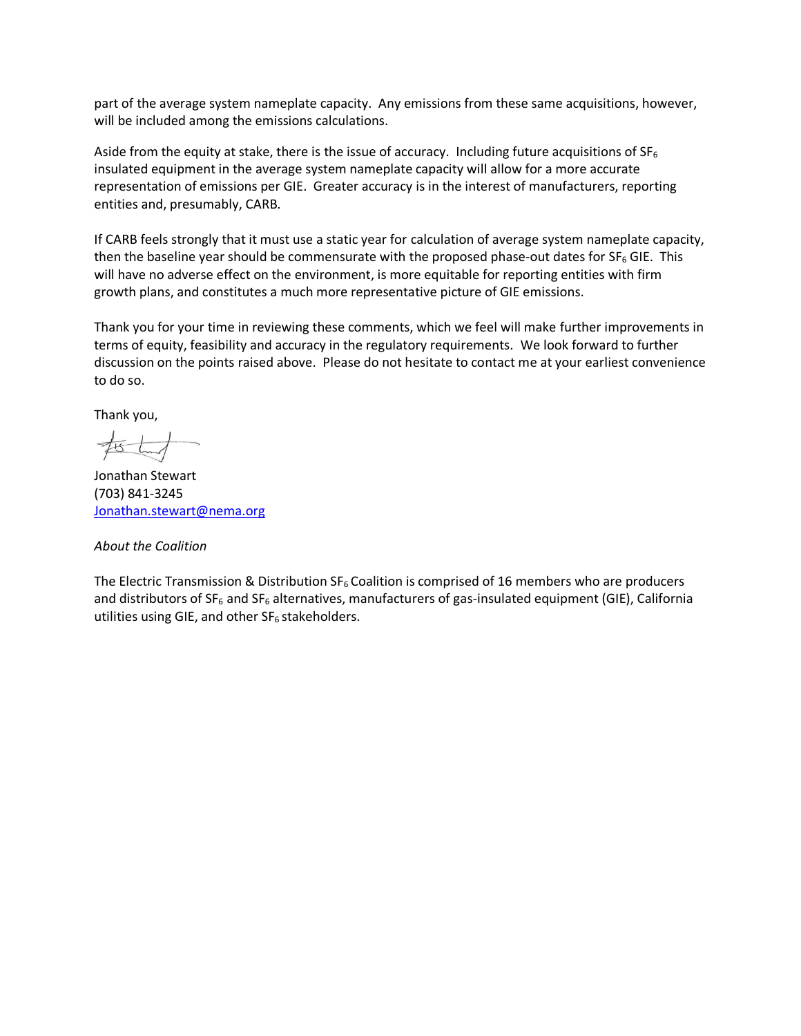part of the average system nameplate capacity. Any emissions from these same acquisitions, however, will be included among the emissions calculations.

Aside from the equity at stake, there is the issue of accuracy. Including future acquisitions of $SF_6$ insulated equipment in the average system nameplate capacity will allow for a more accurate representation of emissions per GIE. Greater accuracy is in the interest of manufacturers, reporting entities and, presumably, CARB.

If CARB feels strongly that it must use a static year for calculation of average system nameplate capacity, then the baseline year should be commensurate with the proposed phase-out dates for $SF_6$ GIE. This will have no adverse effect on the environment, is more equitable for reporting entities with firm growth plans, and constitutes a much more representative picture of GIE emissions.

Thank you for your time in reviewing these comments, which we feel will make further improvements in terms of equity, feasibility and accuracy in the regulatory requirements. We look forward to further discussion on the points raised above. Please do not hesitate to contact me at your earliest convenience to do so.

Thank you,

Jonathan Stewart
(703) 841-3245
Jonathan.stewart@nema.org

*About the Coalition*

The Electric Transmission & Distribution $SF_6$ Coalition is comprised of 16 members who are producers and distributors of $SF_6$ and $SF_6$ alternatives, manufacturers of gas-insulated equipment (GIE), California utilities using GIE, and other $SF_6$ stakeholders.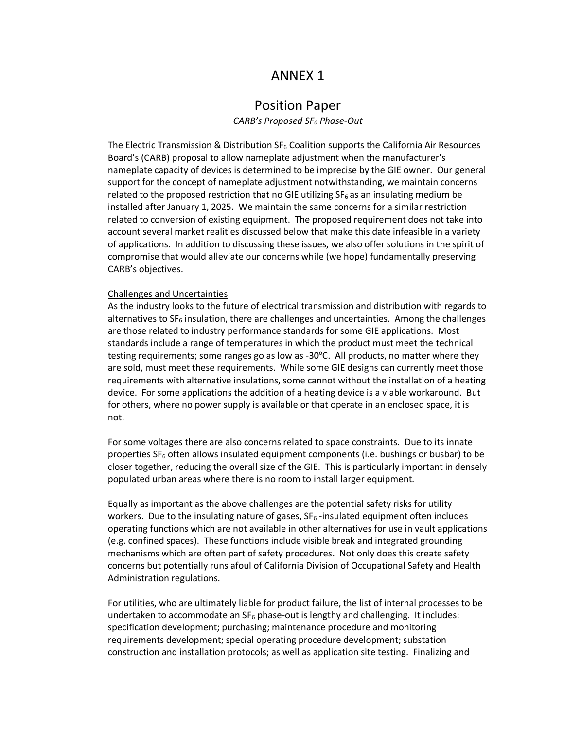# ANNEX 1

## Position Paper

*CARB's Proposed $SF_6$ Phase-Out*

The Electric Transmission & Distribution $SF_6$ Coalition supports the California Air Resources Board's (CARB) proposal to allow nameplate adjustment when the manufacturer's nameplate capacity of devices is determined to be imprecise by the GIE owner. Our general support for the concept of nameplate adjustment notwithstanding, we maintain concerns related to the proposed restriction that no GIE utilizing $SF_6$ as an insulating medium be installed after January 1, 2025. We maintain the same concerns for a similar restriction related to conversion of existing equipment. The proposed requirement does not take into account several market realities discussed below that make this date infeasible in a variety of applications. In addition to discussing these issues, we also offer solutions in the spirit of compromise that would alleviate our concerns while (we hope) fundamentally preserving CARB's objectives.

<u>Challenges and Uncertainties</u>

As the industry looks to the future of electrical transmission and distribution with regards to alternatives to $SF_6$ insulation, there are challenges and uncertainties. Among the challenges are those related to industry performance standards for some GIE applications. Most standards include a range of temperatures in which the product must meet the technical testing requirements; some ranges go as low as -30$^{o}$C. All products, no matter where they are sold, must meet these requirements. While some GIE designs can currently meet those requirements with alternative insulations, some cannot without the installation of a heating device. For some applications the addition of a heating device is a viable workaround. But for others, where no power supply is available or that operate in an enclosed space, it is not.

For some voltages there are also concerns related to space constraints. Due to its innate properties $SF_6$ often allows insulated equipment components (i.e. bushings or busbar) to be closer together, reducing the overall size of the GIE. This is particularly important in densely populated urban areas where there is no room to install larger equipment.

Equally as important as the above challenges are the potential safety risks for utility workers. Due to the insulating nature of gases, $SF_6$ -insulated equipment often includes operating functions which are not available in other alternatives for use in vault applications (e.g. confined spaces). These functions include visible break and integrated grounding mechanisms which are often part of safety procedures. Not only does this create safety concerns but potentially runs afoul of California Division of Occupational Safety and Health Administration regulations.

For utilities, who are ultimately liable for product failure, the list of internal processes to be undertaken to accommodate an $SF_6$ phase-out is lengthy and challenging. It includes: specification development; purchasing; maintenance procedure and monitoring requirements development; special operating procedure development; substation construction and installation protocols; as well as application site testing. Finalizing and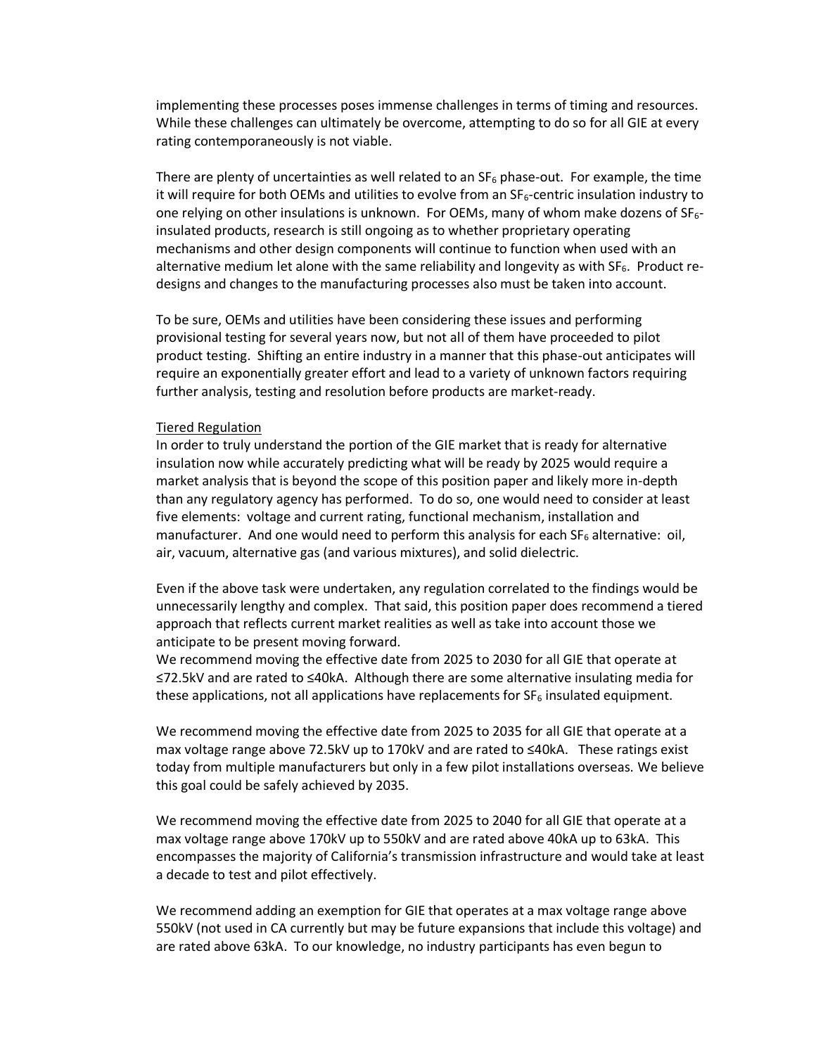implementing these processes poses immense challenges in terms of timing and resources. While these challenges can ultimately be overcome, attempting to do so for all GIE at every rating contemporaneously is not viable.

There are plenty of uncertainties as well related to an $SF_6$ phase-out. For example, the time it will require for both OEMs and utilities to evolve from an $SF_6$-centric insulation industry to one relying on other insulations is unknown. For OEMs, many of whom make dozens of $SF_6$-insulated products, research is still ongoing as to whether proprietary operating mechanisms and other design components will continue to function when used with an alternative medium let alone with the same reliability and longevity as with $SF_6$. Product re-designs and changes to the manufacturing processes also must be taken into account.

To be sure, OEMs and utilities have been considering these issues and performing provisional testing for several years now, but not all of them have proceeded to pilot product testing. Shifting an entire industry in a manner that this phase-out anticipates will require an exponentially greater effort and lead to a variety of unknown factors requiring further analysis, testing and resolution before products are market-ready.

<u>Tiered Regulation</u>

In order to truly understand the portion of the GIE market that is ready for alternative insulation now while accurately predicting what will be ready by 2025 would require a market analysis that is beyond the scope of this position paper and likely more in-depth than any regulatory agency has performed. To do so, one would need to consider at least five elements: voltage and current rating, functional mechanism, installation and manufacturer. And one would need to perform this analysis for each $SF_6$ alternative: oil, air, vacuum, alternative gas (and various mixtures), and solid dielectric.

Even if the above task were undertaken, any regulation correlated to the findings would be unnecessarily lengthy and complex. That said, this position paper does recommend a tiered approach that reflects current market realities as well as take into account those we anticipate to be present moving forward.

We recommend moving the effective date from 2025 to 2030 for all GIE that operate at ≤72.5kV and are rated to ≤40kA. Although there are some alternative insulating media for these applications, not all applications have replacements for $SF_6$ insulated equipment.

We recommend moving the effective date from 2025 to 2035 for all GIE that operate at a max voltage range above 72.5kV up to 170kV and are rated to ≤40kA. These ratings exist today from multiple manufacturers but only in a few pilot installations overseas. We believe this goal could be safely achieved by 2035.

We recommend moving the effective date from 2025 to 2040 for all GIE that operate at a max voltage range above 170kV up to 550kV and are rated above 40kA up to 63kA. This encompasses the majority of California's transmission infrastructure and would take at least a decade to test and pilot effectively.

We recommend adding an exemption for GIE that operates at a max voltage range above 550kV (not used in CA currently but may be future expansions that include this voltage) and are rated above 63kA. To our knowledge, no industry participants has even begun to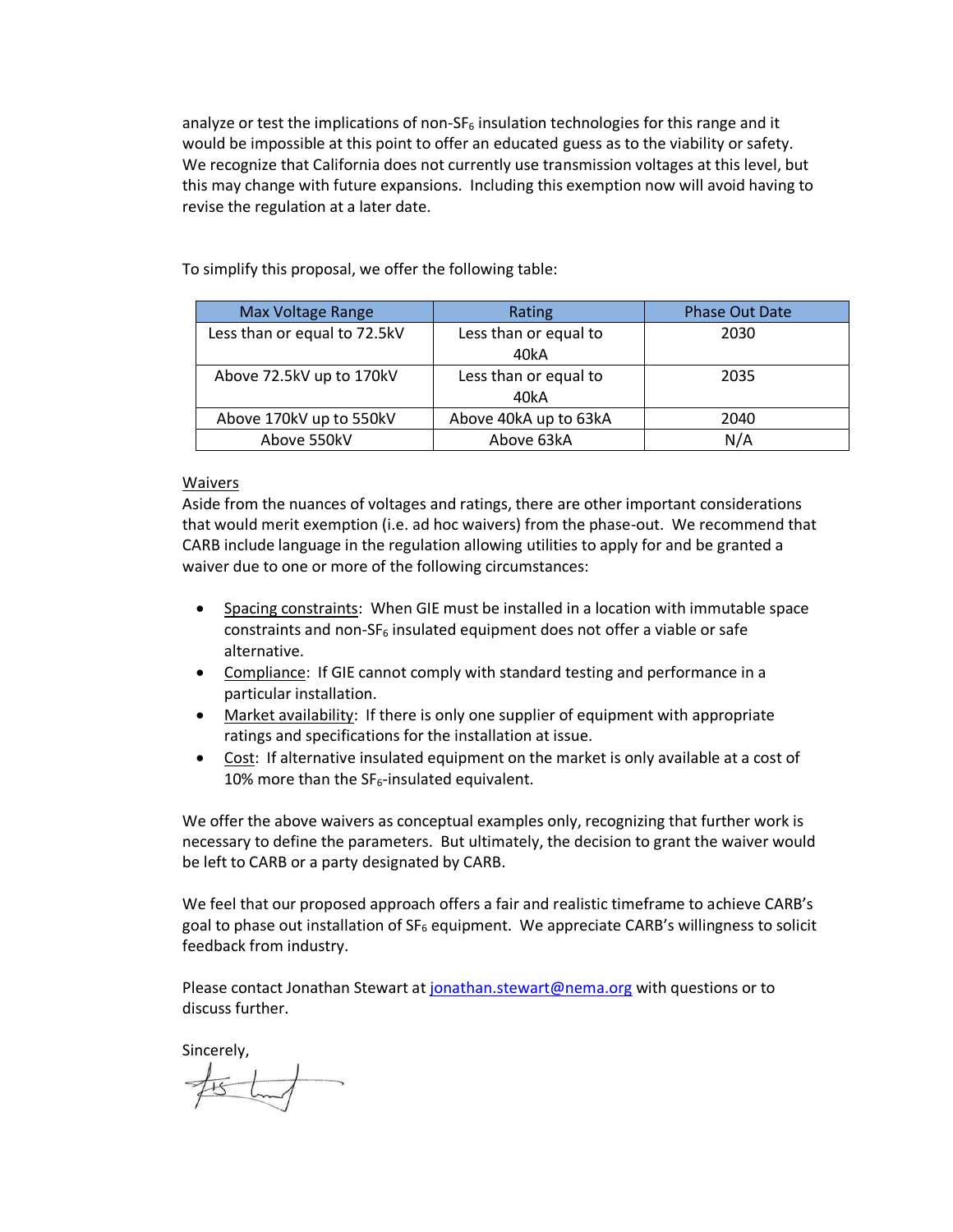analyze or test the implications of non-$SF_6$ insulation technologies for this range and it would be impossible at this point to offer an educated guess as to the viability or safety. We recognize that California does not currently use transmission voltages at this level, but this may change with future expansions. Including this exemption now will avoid having to revise the regulation at a later date.

To simplify this proposal, we offer the following table:

| Max Voltage Range | Rating | Phase Out Date |
|---|---|---|
| Less than or equal to 72.5kV | Less than or equal to 40kA | 2030 |
| Above 72.5kV up to 170kV | Less than or equal to 40kA | 2035 |
| Above 170kV up to 550kV | Above 40kA up to 63kA | 2040 |
| Above 550kV | Above 63kA | N/A |

Waivers

Aside from the nuances of voltages and ratings, there are other important considerations that would merit exemption (i.e. ad hoc waivers) from the phase-out. We recommend that CARB include language in the regulation allowing utilities to apply for and be granted a waiver due to one or more of the following circumstances:

- Spacing constraints: When GIE must be installed in a location with immutable space constraints and non-$SF_6$ insulated equipment does not offer a viable or safe alternative.
- Compliance: If GIE cannot comply with standard testing and performance in a particular installation.
- Market availability: If there is only one supplier of equipment with appropriate ratings and specifications for the installation at issue.
- Cost: If alternative insulated equipment on the market is only available at a cost of 10% more than the $SF_6$-insulated equivalent.

We offer the above waivers as conceptual examples only, recognizing that further work is necessary to define the parameters. But ultimately, the decision to grant the waiver would be left to CARB or a party designated by CARB.

We feel that our proposed approach offers a fair and realistic timeframe to achieve CARB's goal to phase out installation of $SF_6$ equipment. We appreciate CARB's willingness to solicit feedback from industry.

Please contact Jonathan Stewart at jonathan.stewart@nema.org with questions or to discuss further.

Sincerely,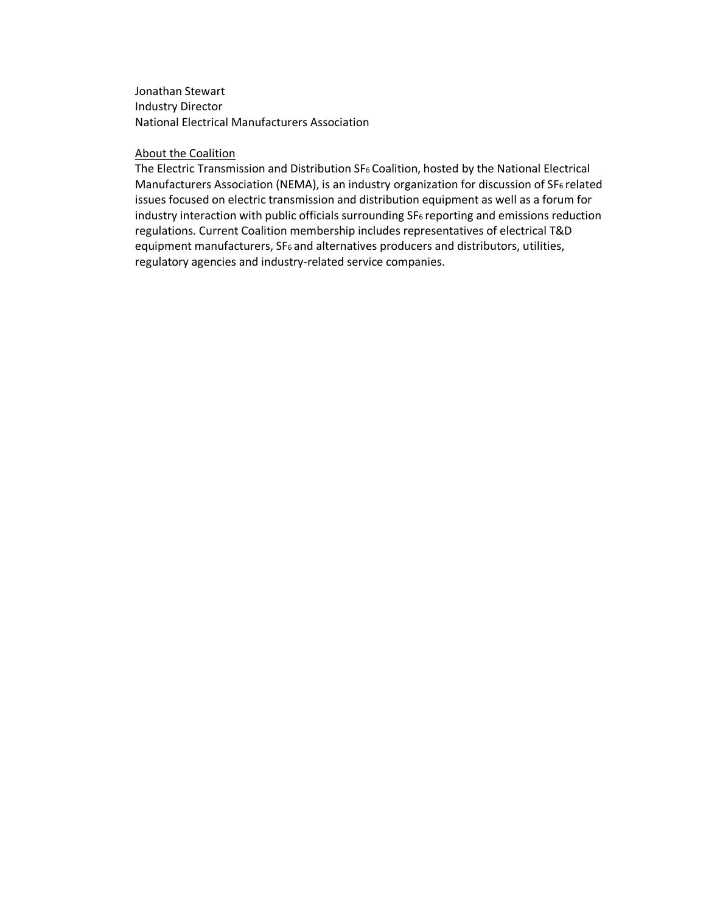Jonathan Stewart
Industry Director
National Electrical Manufacturers Association

<u>About the Coalition</u>

The Electric Transmission and Distribution $SF_6$ Coalition, hosted by the National Electrical Manufacturers Association (NEMA), is an industry organization for discussion of $SF_6$ related issues focused on electric transmission and distribution equipment as well as a forum for industry interaction with public officials surrounding $SF_6$ reporting and emissions reduction regulations. Current Coalition membership includes representatives of electrical T&D equipment manufacturers, $SF_6$ and alternatives producers and distributors, utilities, regulatory agencies and industry-related service companies.